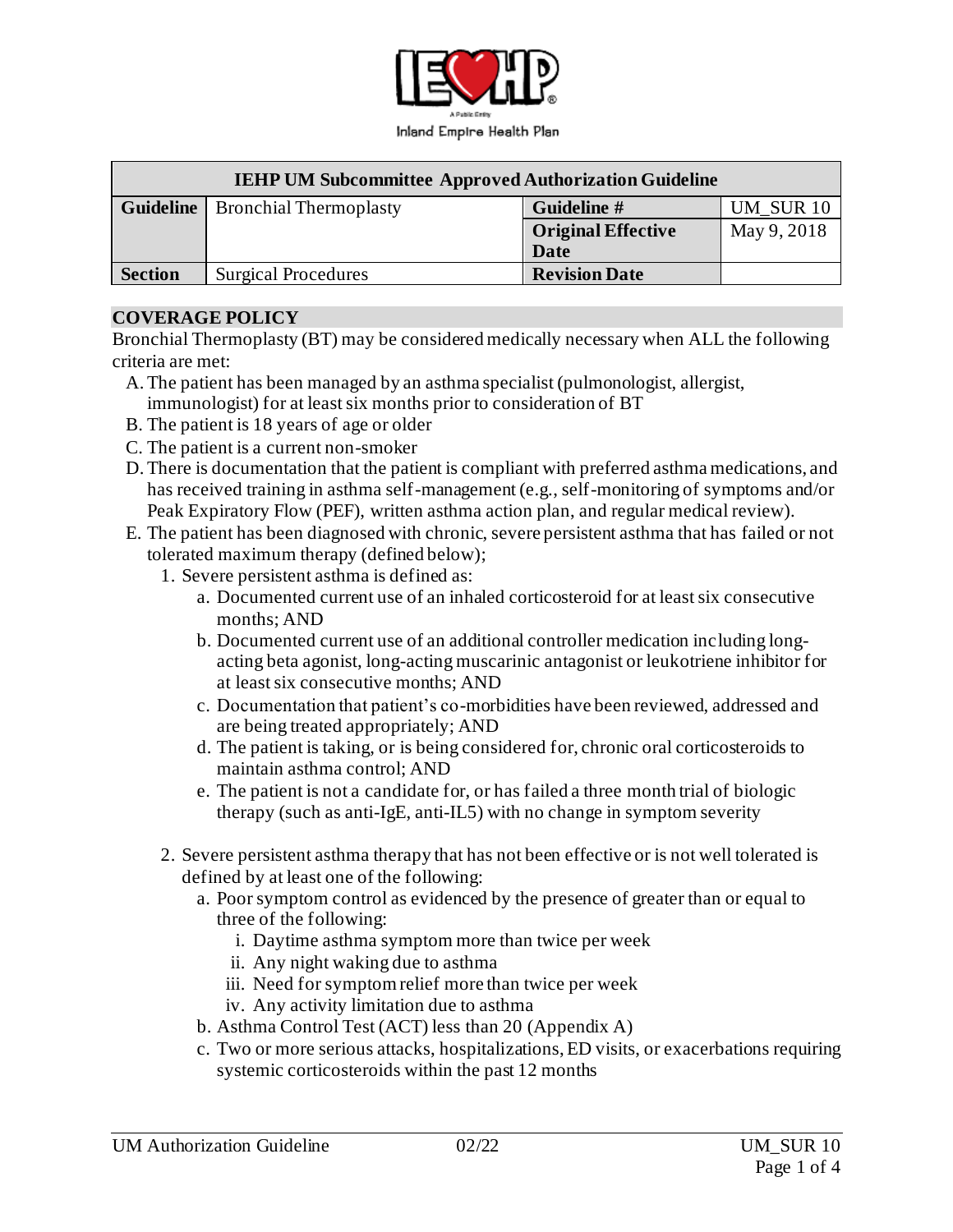Inland Empire Health Plan

| IEHP UM Subcommittee Approved Authorization Guideline | | | |
|---|---|---|---|
| **Guideline** | Bronchial Thermoplasty | **Guideline #** | UM_SUR 10 |
| | | **Original Effective Date** | May 9, 2018 |
| **Section** | Surgical Procedures | **Revision Date** | |

## COVERAGE POLICY

Bronchial Thermoplasty (BT) may be considered medically necessary when ALL the following criteria are met:

A. The patient has been managed by an asthma specialist (pulmonologist, allergist, immunologist) for at least six months prior to consideration of BT
B. The patient is 18 years of age or older
C. The patient is a current non-smoker
D. There is documentation that the patient is compliant with preferred asthma medications, and has received training in asthma self-management (e.g., self-monitoring of symptoms and/or Peak Expiratory Flow (PEF), written asthma action plan, and regular medical review).
E. The patient has been diagnosed with chronic, severe persistent asthma that has failed or not tolerated maximum therapy (defined below);
   1. Severe persistent asthma is defined as:
      a. Documented current use of an inhaled corticosteroid for at least six consecutive months; AND
      b. Documented current use of an additional controller medication including long-acting beta agonist, long-acting muscarinic antagonist or leukotriene inhibitor for at least six consecutive months; AND
      c. Documentation that patient's co-morbidities have been reviewed, addressed and are being treated appropriately; AND
      d. The patient is taking, or is being considered for, chronic oral corticosteroids to maintain asthma control; AND
      e. The patient is not a candidate for, or has failed a three month trial of biologic therapy (such as anti-IgE, anti-IL5) with no change in symptom severity

   2. Severe persistent asthma therapy that has not been effective or is not well tolerated is defined by at least one of the following:
      a. Poor symptom control as evidenced by the presence of greater than or equal to three of the following:
         i. Daytime asthma symptom more than twice per week
         ii. Any night waking due to asthma
         iii. Need for symptom relief more than twice per week
         iv. Any activity limitation due to asthma
      b. Asthma Control Test (ACT) less than 20 (Appendix A)
      c. Two or more serious attacks, hospitalizations, ED visits, or exacerbations requiring systemic corticosteroids within the past 12 months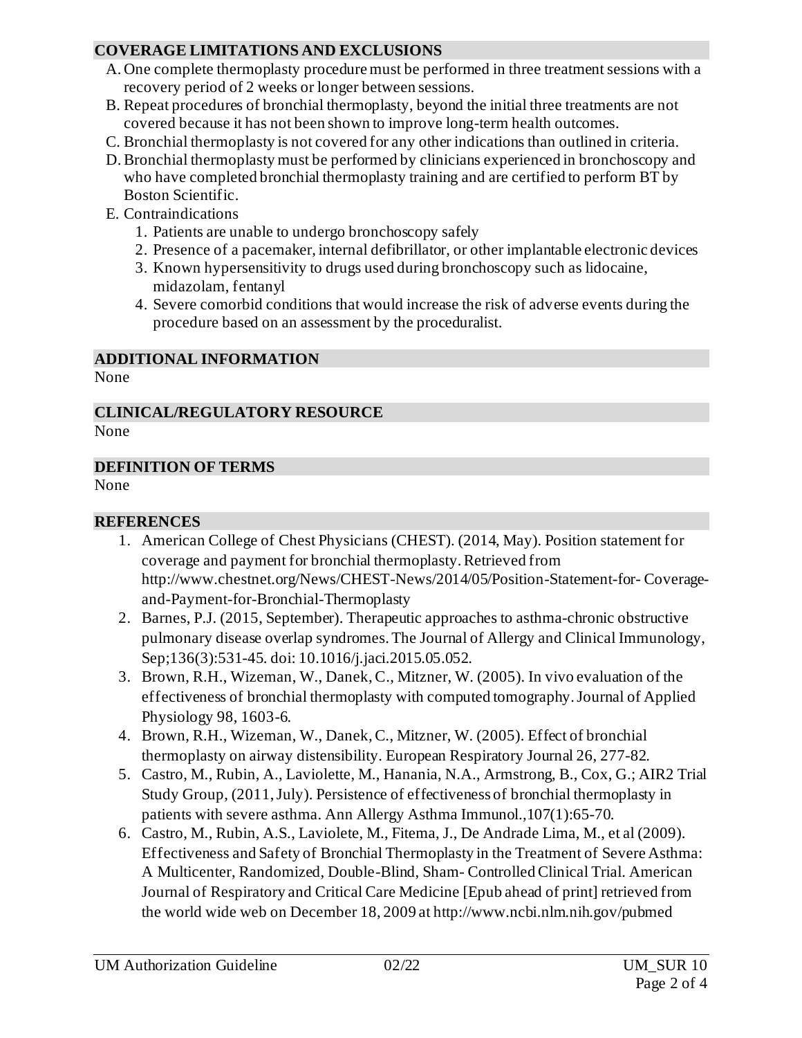## COVERAGE LIMITATIONS AND EXCLUSIONS

A. One complete thermoplasty procedure must be performed in three treatment sessions with a recovery period of 2 weeks or longer between sessions.
B. Repeat procedures of bronchial thermoplasty, beyond the initial three treatments are not covered because it has not been shown to improve long-term health outcomes.
C. Bronchial thermoplasty is not covered for any other indications than outlined in criteria.
D. Bronchial thermoplasty must be performed by clinicians experienced in bronchoscopy and who have completed bronchial thermoplasty training and are certified to perform BT by Boston Scientific.
E. Contraindications
   1. Patients are unable to undergo bronchoscopy safely
   2. Presence of a pacemaker, internal defibrillator, or other implantable electronic devices
   3. Known hypersensitivity to drugs used during bronchoscopy such as lidocaine, midazolam, fentanyl
   4. Severe comorbid conditions that would increase the risk of adverse events during the procedure based on an assessment by the proceduralist.

## ADDITIONAL INFORMATION

None

## CLINICAL/REGULATORY RESOURCE

None

## DEFINITION OF TERMS

None

## REFERENCES

1. American College of Chest Physicians (CHEST). (2014, May). Position statement for coverage and payment for bronchial thermoplasty. Retrieved from http://www.chestnet.org/News/CHEST-News/2014/05/Position-Statement-for- Coverage-and-Payment-for-Bronchial-Thermoplasty
2. Barnes, P.J. (2015, September). Therapeutic approaches to asthma-chronic obstructive pulmonary disease overlap syndromes. The Journal of Allergy and Clinical Immunology, Sep;136(3):531-45. doi: 10.1016/j.jaci.2015.05.052.
3. Brown, R.H., Wizeman, W., Danek, C., Mitzner, W. (2005). In vivo evaluation of the effectiveness of bronchial thermoplasty with computed tomography. Journal of Applied Physiology 98, 1603-6.
4. Brown, R.H., Wizeman, W., Danek, C., Mitzner, W. (2005). Effect of bronchial thermoplasty on airway distensibility. European Respiratory Journal 26, 277-82.
5. Castro, M., Rubin, A., Laviolette, M., Hanania, N.A., Armstrong, B., Cox, G.; AIR2 Trial Study Group, (2011, July). Persistence of effectiveness of bronchial thermoplasty in patients with severe asthma. Ann Allergy Asthma Immunol.,107(1):65-70.
6. Castro, M., Rubin, A.S., Laviolete, M., Fitema, J., De Andrade Lima, M., et al (2009). Effectiveness and Safety of Bronchial Thermoplasty in the Treatment of Severe Asthma: A Multicenter, Randomized, Double-Blind, Sham- Controlled Clinical Trial. American Journal of Respiratory and Critical Care Medicine [Epub ahead of print] retrieved from the world wide web on December 18, 2009 at http://www.ncbi.nlm.nih.gov/pubmed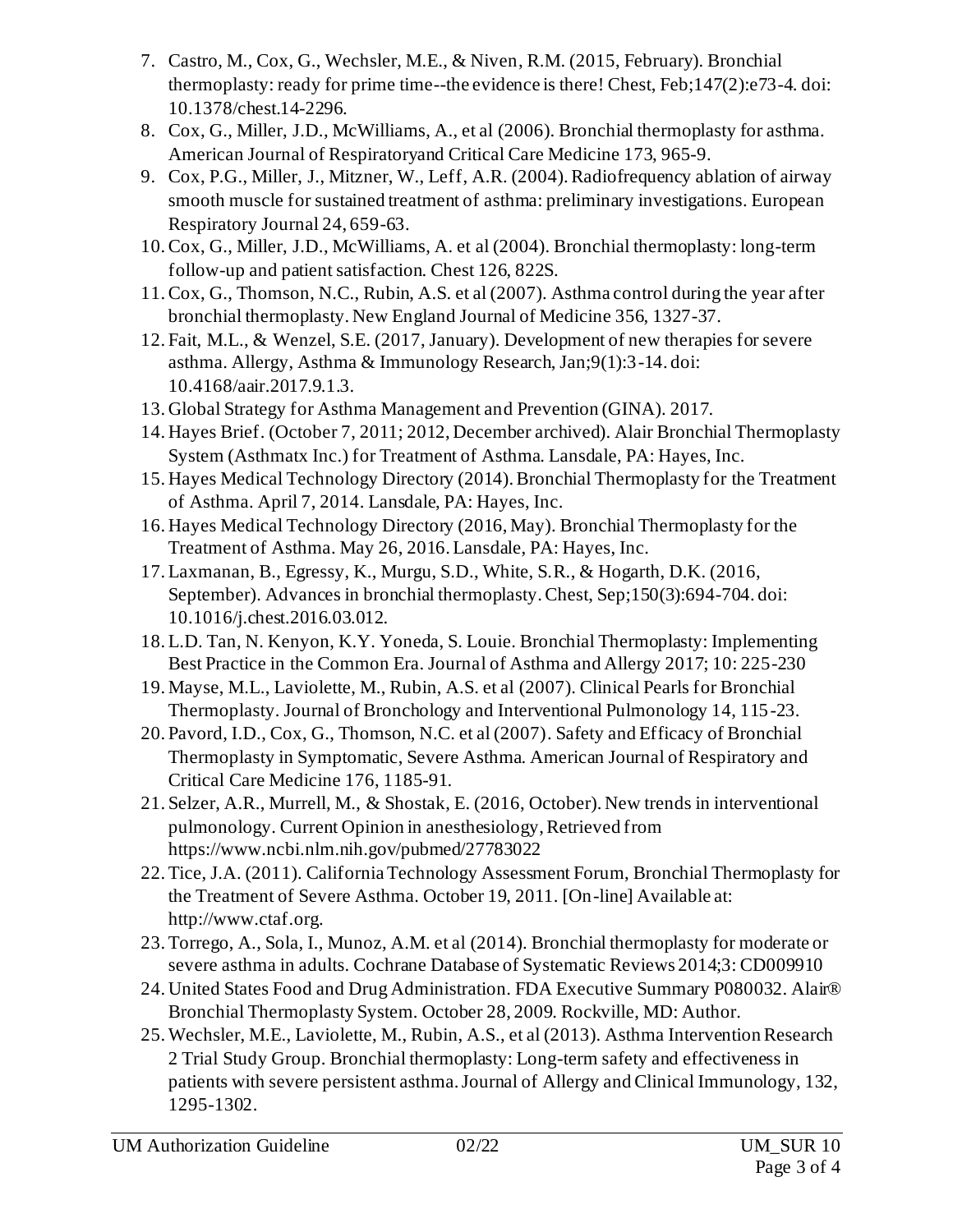7. Castro, M., Cox, G., Wechsler, M.E., & Niven, R.M. (2015, February). Bronchial thermoplasty: ready for prime time--the evidence is there! Chest, Feb;147(2):e73-4. doi: 10.1378/chest.14-2296.
8. Cox, G., Miller, J.D., McWilliams, A., et al (2006). Bronchial thermoplasty for asthma. American Journal of Respiratoryand Critical Care Medicine 173, 965-9.
9. Cox, P.G., Miller, J., Mitzner, W., Leff, A.R. (2004). Radiofrequency ablation of airway smooth muscle for sustained treatment of asthma: preliminary investigations. European Respiratory Journal 24, 659-63.
10. Cox, G., Miller, J.D., McWilliams, A. et al (2004). Bronchial thermoplasty: long-term follow-up and patient satisfaction. Chest 126, 822S.
11. Cox, G., Thomson, N.C., Rubin, A.S. et al (2007). Asthma control during the year after bronchial thermoplasty. New England Journal of Medicine 356, 1327-37.
12. Fait, M.L., & Wenzel, S.E. (2017, January). Development of new therapies for severe asthma. Allergy, Asthma & Immunology Research, Jan;9(1):3-14. doi: 10.4168/aair.2017.9.1.3.
13. Global Strategy for Asthma Management and Prevention (GINA). 2017.
14. Hayes Brief. (October 7, 2011; 2012, December archived). Alair Bronchial Thermoplasty System (Asthmatx Inc.) for Treatment of Asthma. Lansdale, PA: Hayes, Inc.
15. Hayes Medical Technology Directory (2014). Bronchial Thermoplasty for the Treatment of Asthma. April 7, 2014. Lansdale, PA: Hayes, Inc.
16. Hayes Medical Technology Directory (2016, May). Bronchial Thermoplasty for the Treatment of Asthma. May 26, 2016. Lansdale, PA: Hayes, Inc.
17. Laxmanan, B., Egressy, K., Murgu, S.D., White, S.R., & Hogarth, D.K. (2016, September). Advances in bronchial thermoplasty. Chest, Sep;150(3):694-704. doi: 10.1016/j.chest.2016.03.012.
18. L.D. Tan, N. Kenyon, K.Y. Yoneda, S. Louie. Bronchial Thermoplasty: Implementing Best Practice in the Common Era. Journal of Asthma and Allergy 2017; 10: 225-230
19. Mayse, M.L., Laviolette, M., Rubin, A.S. et al (2007). Clinical Pearls for Bronchial Thermoplasty. Journal of Bronchology and Interventional Pulmonology 14, 115-23.
20. Pavord, I.D., Cox, G., Thomson, N.C. et al (2007). Safety and Efficacy of Bronchial Thermoplasty in Symptomatic, Severe Asthma. American Journal of Respiratory and Critical Care Medicine 176, 1185-91.
21. Selzer, A.R., Murrell, M., & Shostak, E. (2016, October). New trends in interventional pulmonology. Current Opinion in anesthesiology, Retrieved from https://www.ncbi.nlm.nih.gov/pubmed/27783022
22. Tice, J.A. (2011). California Technology Assessment Forum, Bronchial Thermoplasty for the Treatment of Severe Asthma. October 19, 2011. [On-line] Available at: http://www.ctaf.org.
23. Torrego, A., Sola, I., Munoz, A.M. et al (2014). Bronchial thermoplasty for moderate or severe asthma in adults. Cochrane Database of Systematic Reviews 2014;3: CD009910
24. United States Food and Drug Administration. FDA Executive Summary P080032. Alair® Bronchial Thermoplasty System. October 28, 2009. Rockville, MD: Author.
25. Wechsler, M.E., Laviolette, M., Rubin, A.S., et al (2013). Asthma Intervention Research 2 Trial Study Group. Bronchial thermoplasty: Long-term safety and effectiveness in patients with severe persistent asthma. Journal of Allergy and Clinical Immunology, 132, 1295-1302.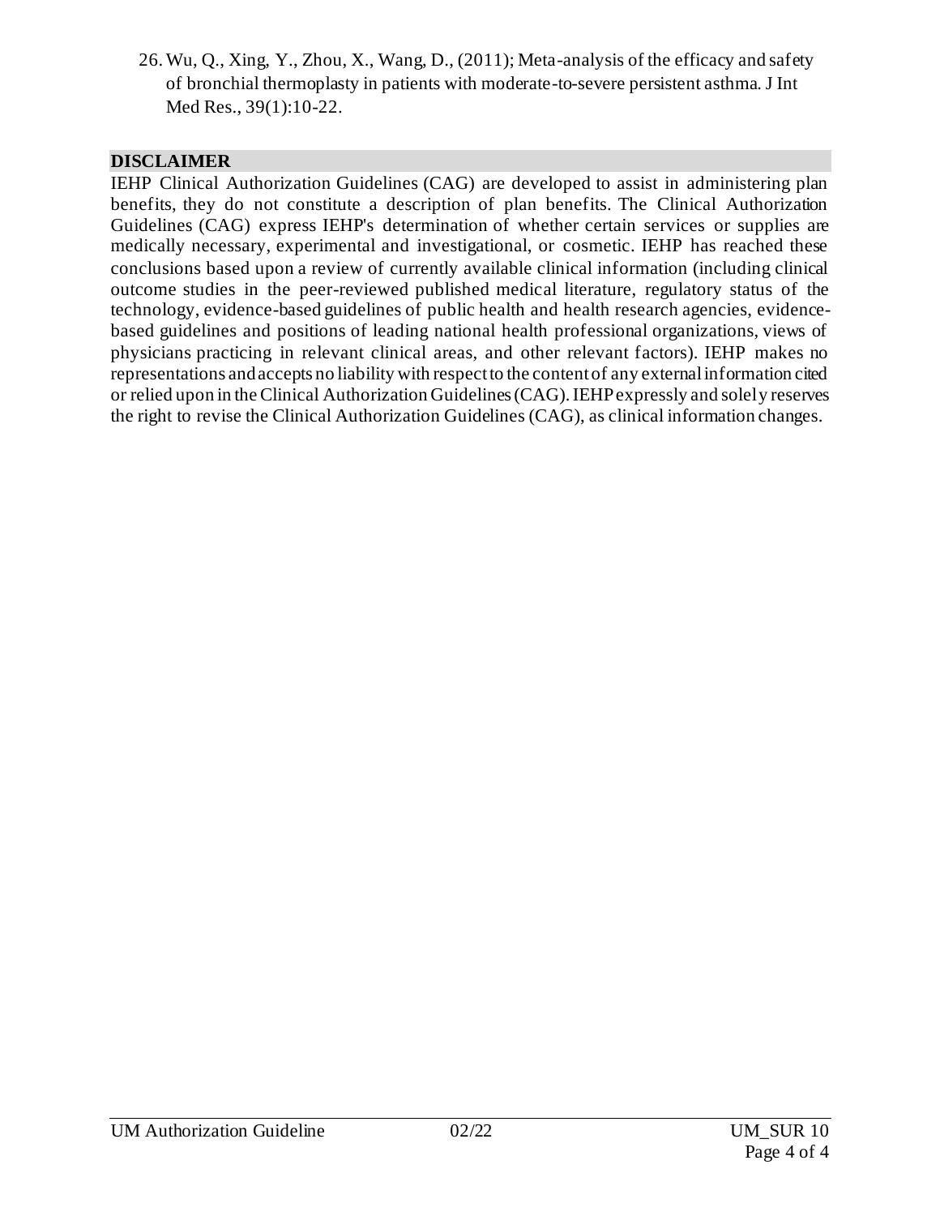26. Wu, Q., Xing, Y., Zhou, X., Wang, D., (2011); Meta-analysis of the efficacy and safety of bronchial thermoplasty in patients with moderate-to-severe persistent asthma. J Int Med Res., 39(1):10-22.

## DISCLAIMER

IEHP Clinical Authorization Guidelines (CAG) are developed to assist in administering plan benefits, they do not constitute a description of plan benefits. The Clinical Authorization Guidelines (CAG) express IEHP's determination of whether certain services or supplies are medically necessary, experimental and investigational, or cosmetic. IEHP has reached these conclusions based upon a review of currently available clinical information (including clinical outcome studies in the peer-reviewed published medical literature, regulatory status of the technology, evidence-based guidelines of public health and health research agencies, evidence-based guidelines and positions of leading national health professional organizations, views of physicians practicing in relevant clinical areas, and other relevant factors). IEHP makes no representations and accepts no liability with respect to the content of any external information cited or relied upon in the Clinical Authorization Guidelines (CAG). IEHP expressly and solely reserves the right to revise the Clinical Authorization Guidelines (CAG), as clinical information changes.